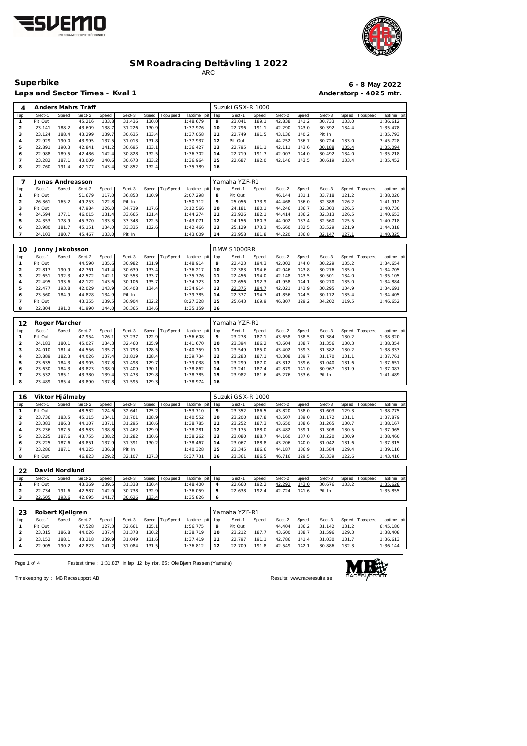# SM Roadracing Deltävling 1 2022

ARC

## Superbike

**Laps and Sector Times - Kval 1**

**6 - 8 May 2022**

**Anderstorp - 4025 mtr.**

### 4 Anders Mahrs Träff — Suzuki GSX-R 1000

| lap | Sect-1 | Speed | Sect-2 | Speed | Sect-3 | Speed | TopSpeed | laptime pit | lap | Sect-1 | Speed | Sect-2 | Speed | Sect-3 | Speed | Topspeed | laptime pit |
|---|---|---|---|---|---|---|---|---|---|---|---|---|---|---|---|---|---|
| 1 | Pit Out | | 45.216 | 133.8 | 31.436 | 130.0 | | 1:48.679 | 9 | 23.041 | 189.1 | 42.838 | 141.2 | 30.733 | 133.0 | | 1:36.612 |
| 2 | 23.141 | 188.2 | 43.609 | 138.7 | 31.226 | 130.9 | | 1:37.976 | 10 | 22.796 | 191.1 | 42.290 | 143.0 | 30.392 | 134.4 | | 1:35.478 |
| 3 | 23.124 | 188.4 | 43.299 | 139.7 | 30.635 | 133.4 | | 1:37.058 | 11 | 22.749 | 191.5 | 43.136 | 140.2 | Pit In | | | 1:35.793 |
| 4 | 22.929 | 190.0 | 43.995 | 137.5 | 31.013 | 131.8 | | 1:37.937 | 12 | Pit Out | | 44.252 | 136.7 | 30.724 | 133.0 | | 7:45.728 |
| 5 | 22.891 | 190.3 | 42.841 | 141.2 | 30.695 | 133.1 | | 1:36.427 | 13 | 22.795 | 191.1 | 42.111 | 143.6 | 30.188 | 135.4 | | 1:35.094 |
| 6 | 22.988 | 189.5 | 42.486 | 142.4 | 30.828 | 132.5 | | 1:36.302 | 14 | 22.719 | 191.7 | 42.007 | 144.0 | 30.492 | 134.0 | | 1:35.218 |
| 7 | 23.282 | 187.1 | 43.009 | 140.6 | 30.673 | 133.2 | | 1:36.964 | 15 | 22.687 | 192.0 | 42.146 | 143.5 | 30.619 | 133.4 | | 1:35.452 |
| 8 | 22.760 | 191.4 | 42.177 | 143.4 | 30.852 | 132.4 | | 1:35.789 | 16 | | | | | | | | |

### 7 Jonas Andreasson — Yamaha YZF-R1

| lap | Sect-1 | Speed | Sect-2 | Speed | Sect-3 | Speed | TopSpeed | laptime pit | lap | Sect-1 | Speed | Sect-2 | Speed | Sect-3 | Speed | Topspeed | laptime pit |
|---|---|---|---|---|---|---|---|---|---|---|---|---|---|---|---|---|---|
| 1 | Pit Out | | 51.679 | 117.0 | 36.853 | 110.9 | | 2:07.298 | 8 | Pit Out | | 46.144 | 131.1 | 33.718 | 121.2 | | 3:38.020 |
| 2 | 26.361 | 165.2 | 49.253 | 122.8 | Pit In | | | 1:50.712 | 9 | 25.056 | 173.9 | 44.468 | 136.0 | 32.388 | 126.2 | | 1:41.912 |
| 3 | Pit Out | | 47.984 | 126.0 | 34.739 | 117.6 | | 3:12.566 | 10 | 24.181 | 180.1 | 44.246 | 136.7 | 32.303 | 126.5 | | 1:40.730 |
| 4 | 24.594 | 177.1 | 46.015 | 131.4 | 33.665 | 121.4 | | 1:44.274 | 11 | 23.926 | 182.1 | 44.414 | 136.2 | 32.313 | 126.5 | | 1:40.653 |
| 5 | 24.353 | 178.9 | 45.370 | 133.3 | 33.348 | 122.5 | | 1:43.071 | 12 | 24.156 | 180.3 | 44.002 | 137.4 | 32.560 | 125.5 | | 1:40.718 |
| 6 | 23.980 | 181.7 | 45.151 | 134.0 | 33.335 | 122.6 | | 1:42.466 | 13 | 25.129 | 173.3 | 45.660 | 132.5 | 33.529 | 121.9 | | 1:44.318 |
| 7 | 24.103 | 180.7 | 45.467 | 133.0 | Pit In | | | 1:43.009 | 14 | 23.958 | 181.8 | 44.220 | 136.8 | 32.147 | 127.1 | | 1:40.325 |

### 10 Jonny Jakobsson — BMW S1000RR

| lap | Sect-1 | Speed | Sect-2 | Speed | Sect-3 | Speed | TopSpeed | laptime pit | lap | Sect-1 | Speed | Sect-2 | Speed | Sect-3 | Speed | Topspeed | laptime pit |
|---|---|---|---|---|---|---|---|---|---|---|---|---|---|---|---|---|---|
| 1 | Pit Out | | 44.590 | 135.6 | 30.982 | 131.9 | | 1:48.914 | 9 | 22.423 | 194.3 | 42.002 | 144.0 | 30.229 | 135.2 | | 1:34.654 |
| 2 | 22.817 | 190.9 | 42.761 | 141.4 | 30.639 | 133.4 | | 1:36.217 | 10 | 22.383 | 194.6 | 42.046 | 143.8 | 30.276 | 135.0 | | 1:34.705 |
| 3 | 22.651 | 192.3 | 42.572 | 142.1 | 30.553 | 133.7 | | 1:35.776 | 11 | 22.456 | 194.0 | 42.148 | 143.5 | 30.501 | 134.0 | | 1:35.105 |
| 4 | 22.495 | 193.6 | 42.122 | 143.6 | 30.106 | 135.7 | | 1:34.723 | 12 | 22.656 | 192.3 | 41.958 | 144.1 | 30.270 | 135.0 | | 1:34.884 |
| 5 | 22.477 | 193.8 | 42.029 | 143.9 | 30.408 | 134.4 | | 1:34.914 | 13 | 22.375 | 194.7 | 42.021 | 143.9 | 30.295 | 134.9 | | 1:34.691 |
| 6 | 23.560 | 184.9 | 44.828 | 134.9 | Pit In | | | 1:39.385 | 14 | 22.377 | 194.7 | 41.856 | 144.5 | 30.172 | 135.4 | | 1:34.405 |
| 7 | Pit Out | | 43.355 | 139.5 | 30.904 | 132.2 | | 8:27.328 | 15 | 25.643 | 169.9 | 46.807 | 129.2 | 34.202 | 119.5 | | 1:46.652 |
| 8 | 22.804 | 191.0 | 41.990 | 144.0 | 30.365 | 134.6 | | 1:35.159 | 16 | | | | | | | | |

### 12 Roger Marcher — Yamaha YZF-R1

| lap | Sect-1 | Speed | Sect-2 | Speed | Sect-3 | Speed | TopSpeed | laptime pit | lap | Sect-1 | Speed | Sect-2 | Speed | Sect-3 | Speed | Topspeed | laptime pit |
|---|---|---|---|---|---|---|---|---|---|---|---|---|---|---|---|---|---|
| 1 | Pit Out | | 47.954 | 126.1 | 33.237 | 122.9 | | 1:56.608 | 9 | 23.278 | 187.1 | 43.658 | 138.5 | 31.384 | 130.2 | | 1:38.320 |
| 2 | 24.183 | 180.1 | 45.027 | 134.3 | 32.460 | 125.9 | | 1:41.670 | 10 | 23.394 | 186.2 | 43.604 | 138.7 | 31.356 | 130.3 | | 1:38.354 |
| 3 | 24.010 | 181.4 | 44.556 | 135.7 | 31.793 | 128.5 | | 1:40.359 | 11 | 23.549 | 185.0 | 43.402 | 139.3 | 31.382 | 130.2 | | 1:38.333 |
| 4 | 23.889 | 182.3 | 44.026 | 137.4 | 31.819 | 128.4 | | 1:39.734 | 12 | 23.283 | 187.1 | 43.308 | 139.7 | 31.170 | 131.1 | | 1:37.761 |
| 5 | 23.635 | 184.3 | 43.905 | 137.8 | 31.498 | 129.7 | | 1:39.038 | 13 | 23.299 | 187.0 | 43.312 | 139.6 | 31.040 | 131.6 | | 1:37.651 |
| 6 | 23.630 | 184.3 | 43.823 | 138.0 | 31.409 | 130.1 | | 1:38.862 | 14 | 23.241 | 187.4 | 42.879 | 141.0 | 30.967 | 131.9 | | 1:37.087 |
| 7 | 23.532 | 185.1 | 43.380 | 139.4 | 31.473 | 129.8 | | 1:38.385 | 15 | 23.982 | 181.6 | 45.276 | 133.6 | Pit In | | | 1:41.489 |
| 8 | 23.489 | 185.4 | 43.890 | 137.8 | 31.595 | 129.3 | | 1:38.974 | 16 | | | | | | | | |

### 16 Viktor Hjälmeby — Suzuki GSX-R 1000

| lap | Sect-1 | Speed | Sect-2 | Speed | Sect-3 | Speed | TopSpeed | laptime pit | lap | Sect-1 | Speed | Sect-2 | Speed | Sect-3 | Speed | Topspeed | laptime pit |
|---|---|---|---|---|---|---|---|---|---|---|---|---|---|---|---|---|---|
| 1 | Pit Out | | 48.532 | 124.6 | 32.641 | 125.2 | | 1:53.710 | 9 | 23.352 | 186.5 | 43.820 | 138.0 | 31.603 | 129.3 | | 1:38.775 |
| 2 | 23.736 | 183.5 | 45.115 | 134.1 | 31.701 | 128.9 | | 1:40.552 | 10 | 23.200 | 187.8 | 43.507 | 139.0 | 31.172 | 131.1 | | 1:37.879 |
| 3 | 23.383 | 186.3 | 44.107 | 137.1 | 31.295 | 130.6 | | 1:38.785 | 11 | 23.252 | 187.3 | 43.650 | 138.6 | 31.265 | 130.7 | | 1:38.167 |
| 4 | 23.236 | 187.5 | 43.583 | 138.8 | 31.462 | 129.9 | | 1:38.281 | 12 | 23.175 | 188.0 | 43.482 | 139.1 | 31.308 | 130.5 | | 1:37.965 |
| 5 | 23.225 | 187.6 | 43.755 | 138.2 | 31.282 | 130.6 | | 1:38.262 | 13 | 23.080 | 188.7 | 44.160 | 137.0 | 31.220 | 130.9 | | 1:38.460 |
| 6 | 23.225 | 187.6 | 43.851 | 137.9 | 31.391 | 130.2 | | 1:38.467 | 14 | 23.067 | 188.8 | 43.206 | 140.0 | 31.042 | 131.6 | | 1:37.315 |
| 7 | 23.286 | 187.1 | 44.225 | 136.8 | Pit In | | | 1:40.328 | 15 | 23.345 | 186.6 | 44.187 | 136.9 | 31.584 | 129.4 | | 1:39.116 |
| 8 | Pit Out | | 46.823 | 129.2 | 32.107 | 127.3 | | 5:37.731 | 16 | 23.361 | 186.5 | 46.716 | 129.5 | 33.339 | 122.6 | | 1:43.416 |

### 22 David Nordlund

| lap | Sect-1 | Speed | Sect-2 | Speed | Sect-3 | Speed | TopSpeed | laptime pit | lap | Sect-1 | Speed | Sect-2 | Speed | Sect-3 | Speed | Topspeed | laptime pit |
|---|---|---|---|---|---|---|---|---|---|---|---|---|---|---|---|---|---|
| 1 | Pit Out | | 43.369 | 139.5 | 31.338 | 130.4 | | 1:48.400 | 4 | 22.660 | 192.2 | 42.292 | 143.0 | 30.676 | 133.2 | | 1:35.628 |
| 2 | 22.734 | 191.6 | 42.587 | 142.0 | 30.738 | 132.9 | | 1:36.059 | 5 | 22.638 | 192.4 | 42.724 | 141.6 | Pit In | | | 1:35.855 |
| 3 | 22.505 | 193.6 | 42.695 | 141.7 | 30.626 | 133.4 | | 1:35.826 | 6 | | | | | | | | |

### 23 Robert Kjellgren — Yamaha YZF-R1

| lap | Sect-1 | Speed | Sect-2 | Speed | Sect-3 | Speed | TopSpeed | laptime pit | lap | Sect-1 | Speed | Sect-2 | Speed | Sect-3 | Speed | Topspeed | laptime pit |
|---|---|---|---|---|---|---|---|---|---|---|---|---|---|---|---|---|---|
| 1 | Pit Out | | 47.528 | 127.3 | 32.661 | 125.1 | | 1:56.775 | 9 | Pit Out | | 44.404 | 136.2 | 31.142 | 131.2 | | 6:45.180 |
| 2 | 23.315 | 186.8 | 44.026 | 137.4 | 31.378 | 130.2 | | 1:38.719 | 10 | 23.212 | 187.7 | 43.600 | 138.7 | 31.596 | 129.3 | | 1:38.408 |
| 3 | 23.152 | 188.1 | 43.218 | 139.9 | 31.049 | 131.6 | | 1:37.419 | 11 | 22.797 | 191.1 | 42.786 | 141.4 | 31.030 | 131.7 | | 1:36.613 |
| 4 | 22.905 | 190.2 | 42.823 | 141.2 | 31.084 | 131.5 | | 1:36.812 | 12 | 22.709 | 191.8 | 42.549 | 142.1 | 30.886 | 132.3 | | 1:36.144 |

Fastest time : 1:31.837 in lap 12 by nbr. 65 : Ole Bjørn Plassen (Yamaha)

Timekeeping by : MB Racesupport AB

Results: www.raceresults.se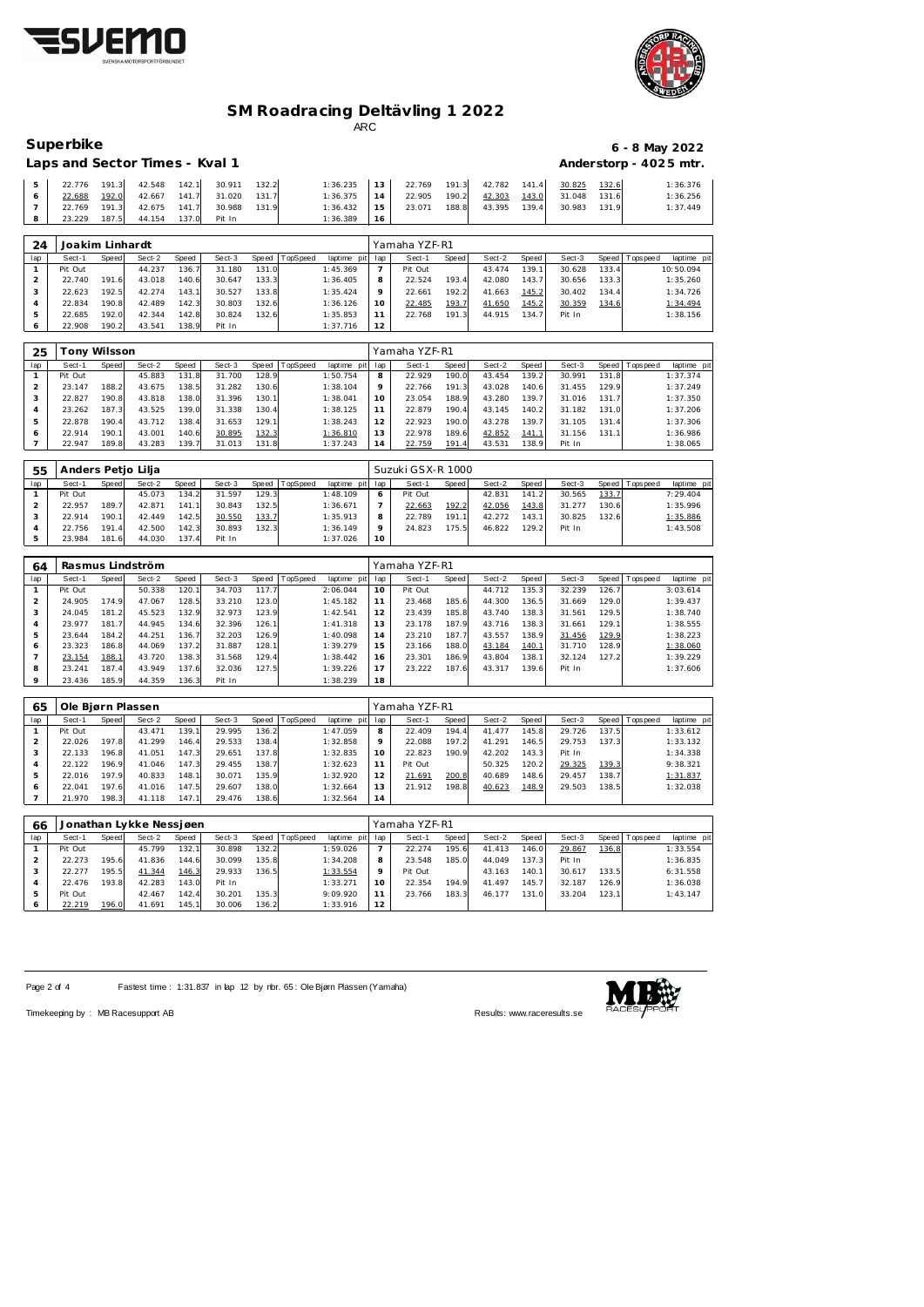# SM Roadracing Deltävling 1 2022

ARC

## Superbike

**6 - 8 May 2022**

### Laps and Sector Times - Kval 1

**Anderstorp - 4025 mtr.**

| lap | Sect-1 | Speed | Sect-2 | Speed | Sect-3 | Speed | TopSpeed | laptime pit | lap | Sect-1 | Speed | Sect-2 | Speed | Sect-3 | Speed | Topspeed | laptime pit |
|---|---|---|---|---|---|---|---|---|---|---|---|---|---|---|---|---|---|
| 5 | 22.776 | 191.3 | 42.548 | 142.1 | 30.911 | 132.2 | | 1:36.235 | 13 | 22.769 | 191.3 | 42.782 | 141.4 | 30.825 | 132.6 | | 1:36.376 |
| 6 | 22.688 | 192.0 | 42.667 | 141.7 | 31.020 | 131.7 | | 1:36.375 | 14 | 22.905 | 190.2 | 42.303 | 143.0 | 31.048 | 131.6 | | 1:36.256 |
| 7 | 22.769 | 191.3 | 42.675 | 141.7 | 30.988 | 131.9 | | 1:36.432 | 15 | 23.071 | 188.8 | 43.395 | 139.4 | 30.983 | 131.9 | | 1:37.449 |
| 8 | 23.229 | 187.5 | 44.154 | 137.0 | Pit In | | | 1:36.389 | 16 | | | | | | | | |

### 24 Joakim Linhardt — Yamaha YZF-R1

| lap | Sect-1 | Speed | Sect-2 | Speed | Sect-3 | Speed | TopSpeed | laptime pit | lap | Sect-1 | Speed | Sect-2 | Speed | Sect-3 | Speed | Topspeed | laptime pit |
|---|---|---|---|---|---|---|---|---|---|---|---|---|---|---|---|---|---|
| 1 | Pit Out | | 44.237 | 136.7 | 31.180 | 131.0 | | 1:45.369 | 7 | Pit Out | | 43.474 | 139.1 | 30.628 | 133.4 | | 10:50.094 |
| 2 | 22.740 | 191.6 | 43.018 | 140.6 | 30.647 | 133.3 | | 1:36.405 | 8 | 22.524 | 193.4 | 42.080 | 143.7 | 30.656 | 133.3 | | 1:35.260 |
| 3 | 22.623 | 192.5 | 42.274 | 143.1 | 30.527 | 133.8 | | 1:35.424 | 9 | 22.661 | 192.2 | 41.663 | 145.2 | 30.402 | 134.4 | | 1:34.726 |
| 4 | 22.834 | 190.8 | 42.489 | 142.3 | 30.803 | 132.6 | | 1:36.126 | 10 | 22.485 | 193.7 | 41.650 | 145.2 | 30.359 | 134.6 | | 1:34.494 |
| 5 | 22.685 | 192.0 | 42.344 | 142.8 | 30.824 | 132.6 | | 1:35.853 | 11 | 22.768 | 191.3 | 44.915 | 134.7 | Pit In | | | 1:38.156 |
| 6 | 22.908 | 190.2 | 43.541 | 138.9 | Pit In | | | 1:37.716 | 12 | | | | | | | | |

### 25 Tony Wilsson — Yamaha YZF-R1

| lap | Sect-1 | Speed | Sect-2 | Speed | Sect-3 | Speed | TopSpeed | laptime pit | lap | Sect-1 | Speed | Sect-2 | Speed | Sect-3 | Speed | Topspeed | laptime pit |
|---|---|---|---|---|---|---|---|---|---|---|---|---|---|---|---|---|---|
| 1 | Pit Out | | 45.883 | 131.8 | 31.700 | 128.9 | | 1:50.754 | 8 | 22.929 | 190.0 | 43.454 | 139.2 | 30.991 | 131.8 | | 1:37.374 |
| 2 | 23.147 | 188.2 | 43.675 | 138.5 | 31.282 | 130.6 | | 1:38.104 | 9 | 22.766 | 191.3 | 43.028 | 140.6 | 31.455 | 129.9 | | 1:37.249 |
| 3 | 22.827 | 190.8 | 43.818 | 138.0 | 31.396 | 130.1 | | 1:38.041 | 10 | 23.054 | 188.9 | 43.280 | 139.7 | 31.016 | 131.7 | | 1:37.350 |
| 4 | 23.262 | 187.3 | 43.525 | 139.0 | 31.338 | 130.4 | | 1:38.125 | 11 | 22.879 | 190.4 | 43.145 | 140.2 | 31.182 | 131.0 | | 1:37.206 |
| 5 | 22.878 | 190.4 | 43.712 | 138.4 | 31.653 | 129.1 | | 1:38.243 | 12 | 22.923 | 190.0 | 43.278 | 139.7 | 31.105 | 131.4 | | 1:37.306 |
| 6 | 22.914 | 190.1 | 43.001 | 140.6 | 30.895 | 132.3 | | 1:36.810 | 13 | 22.978 | 189.6 | 42.852 | 141.1 | 31.156 | 131.1 | | 1:36.986 |
| 7 | 22.947 | 189.8 | 43.283 | 139.7 | 31.013 | 131.8 | | 1:37.243 | 14 | 22.759 | 191.4 | 43.531 | 138.9 | Pit In | | | 1:38.065 |

### 55 Anders Petjo Lilja — Suzuki GSX-R 1000

| lap | Sect-1 | Speed | Sect-2 | Speed | Sect-3 | Speed | TopSpeed | laptime pit | lap | Sect-1 | Speed | Sect-2 | Speed | Sect-3 | Speed | Topspeed | laptime pit |
|---|---|---|---|---|---|---|---|---|---|---|---|---|---|---|---|---|---|
| 1 | Pit Out | | 45.073 | 134.2 | 31.597 | 129.3 | | 1:48.109 | 6 | Pit Out | | 42.831 | 141.2 | 30.565 | 133.7 | | 7:29.404 |
| 2 | 22.957 | 189.7 | 42.871 | 141.1 | 30.843 | 132.5 | | 1:36.671 | 7 | 22.663 | 192.2 | 42.056 | 143.8 | 31.277 | 130.6 | | 1:35.996 |
| 3 | 22.914 | 190.1 | 42.449 | 142.5 | 30.550 | 133.7 | | 1:35.913 | 8 | 22.789 | 191.1 | 42.272 | 143.1 | 30.825 | 132.6 | | 1:35.886 |
| 4 | 22.756 | 191.4 | 42.500 | 142.3 | 30.893 | 132.3 | | 1:36.149 | 9 | 24.823 | 175.5 | 46.822 | 129.2 | Pit In | | | 1:43.508 |
| 5 | 23.984 | 181.6 | 44.030 | 137.4 | Pit In | | | 1:37.026 | 10 | | | | | | | | |

### 64 Rasmus Lindström — Yamaha YZF-R1

| lap | Sect-1 | Speed | Sect-2 | Speed | Sect-3 | Speed | TopSpeed | laptime pit | lap | Sect-1 | Speed | Sect-2 | Speed | Sect-3 | Speed | Topspeed | laptime pit |
|---|---|---|---|---|---|---|---|---|---|---|---|---|---|---|---|---|---|
| 1 | Pit Out | | 50.338 | 120.1 | 34.703 | 117.7 | | 2:06.044 | 10 | Pit Out | | 44.712 | 135.3 | 32.239 | 126.7 | | 3:03.614 |
| 2 | 24.905 | 174.9 | 47.067 | 128.5 | 33.210 | 123.0 | | 1:45.182 | 11 | 23.468 | 185.6 | 44.300 | 136.5 | 31.669 | 129.0 | | 1:39.437 |
| 3 | 24.045 | 181.2 | 45.523 | 132.9 | 32.973 | 123.9 | | 1:42.541 | 12 | 23.439 | 185.8 | 43.740 | 138.3 | 31.561 | 129.5 | | 1:38.740 |
| 4 | 23.977 | 181.7 | 44.945 | 134.6 | 32.396 | 126.1 | | 1:41.318 | 13 | 23.178 | 187.9 | 43.716 | 138.3 | 31.661 | 129.1 | | 1:38.555 |
| 5 | 23.644 | 184.2 | 44.251 | 136.7 | 32.203 | 126.9 | | 1:40.098 | 14 | 23.210 | 187.7 | 43.557 | 138.9 | 31.456 | 129.9 | | 1:38.223 |
| 6 | 23.323 | 186.8 | 44.069 | 137.2 | 31.887 | 128.1 | | 1:39.279 | 15 | 23.166 | 188.0 | 43.184 | 140.1 | 31.710 | 128.9 | | 1:38.060 |
| 7 | 23.154 | 188.1 | 43.720 | 138.3 | 31.568 | 129.4 | | 1:38.442 | 16 | 23.301 | 186.9 | 43.804 | 138.1 | 32.124 | 127.2 | | 1:39.229 |
| 8 | 23.241 | 187.4 | 43.949 | 137.6 | 32.036 | 127.5 | | 1:39.226 | 17 | 23.222 | 187.6 | 43.317 | 139.6 | Pit In | | | 1:37.606 |
| 9 | 23.436 | 185.9 | 44.359 | 136.3 | Pit In | | | 1:38.239 | 18 | | | | | | | | |

### 65 Ole Bjørn Plassen — Yamaha YZF-R1

| lap | Sect-1 | Speed | Sect-2 | Speed | Sect-3 | Speed | TopSpeed | laptime pit | lap | Sect-1 | Speed | Sect-2 | Speed | Sect-3 | Speed | Topspeed | laptime pit |
|---|---|---|---|---|---|---|---|---|---|---|---|---|---|---|---|---|---|
| 1 | Pit Out | | 43.471 | 139.1 | 29.995 | 136.2 | | 1:47.059 | 8 | 22.409 | 194.4 | 41.477 | 145.8 | 29.726 | 137.5 | | 1:33.612 |
| 2 | 22.026 | 197.8 | 41.299 | 146.4 | 29.533 | 138.4 | | 1:32.858 | 9 | 22.088 | 197.2 | 41.291 | 146.5 | 29.753 | 137.3 | | 1:33.132 |
| 3 | 22.133 | 196.8 | 41.051 | 147.3 | 29.651 | 137.8 | | 1:32.835 | 10 | 22.823 | 190.9 | 42.202 | 143.3 | Pit In | | | 1:34.338 |
| 4 | 22.122 | 196.9 | 41.046 | 147.3 | 29.455 | 138.7 | | 1:32.623 | 11 | Pit Out | | 50.325 | 120.2 | 29.325 | 139.3 | | 9:38.321 |
| 5 | 22.016 | 197.9 | 40.833 | 148.1 | 30.071 | 135.9 | | 1:32.920 | 12 | 21.691 | 200.8 | 40.689 | 148.6 | 29.457 | 138.7 | | 1:31.837 |
| 6 | 22.041 | 197.6 | 41.016 | 147.5 | 29.607 | 138.0 | | 1:32.664 | 13 | 21.912 | 198.8 | 40.623 | 148.9 | 29.503 | 138.5 | | 1:32.038 |
| 7 | 21.970 | 198.3 | 41.118 | 147.1 | 29.476 | 138.6 | | 1:32.564 | 14 | | | | | | | | |

### 66 Jonathan Lykke Nessjøen — Yamaha YZF-R1

| lap | Sect-1 | Speed | Sect-2 | Speed | Sect-3 | Speed | TopSpeed | laptime pit | lap | Sect-1 | Speed | Sect-2 | Speed | Sect-3 | Speed | Topspeed | laptime pit |
|---|---|---|---|---|---|---|---|---|---|---|---|---|---|---|---|---|---|
| 1 | Pit Out | | 45.799 | 132.1 | 30.898 | 132.2 | | 1:59.026 | 7 | 22.274 | 195.6 | 41.413 | 146.0 | 29.867 | 136.8 | | 1:33.554 |
| 2 | 22.273 | 195.6 | 41.836 | 144.6 | 30.099 | 135.8 | | 1:34.208 | 8 | 23.548 | 185.0 | 44.049 | 137.3 | Pit In | | | 1:36.835 |
| 3 | 22.277 | 195.5 | 41.344 | 146.3 | 29.933 | 136.5 | | 1:33.554 | 9 | Pit Out | | 43.163 | 140.1 | 30.617 | 133.5 | | 6:31.558 |
| 4 | 22.476 | 193.8 | 42.283 | 143.0 | Pit In | | | 1:33.271 | 10 | 22.354 | 194.9 | 41.497 | 145.7 | 32.187 | 126.9 | | 1:36.038 |
| 5 | Pit Out | | 42.467 | 142.4 | 30.201 | 135.3 | | 9:09.920 | 11 | 23.766 | 183.3 | 46.177 | 131.0 | 33.204 | 123.1 | | 1:43.147 |
| 6 | 22.219 | 196.0 | 41.691 | 145.1 | 30.006 | 136.2 | | 1:33.916 | 12 | | | | | | | | |

Fastest time : 1:31.837 in lap 12 by nbr. 65 : Ole Bjørn Plassen (Yamaha)

Timekeeping by : MB Racesupport AB — Results: www.raceresults.se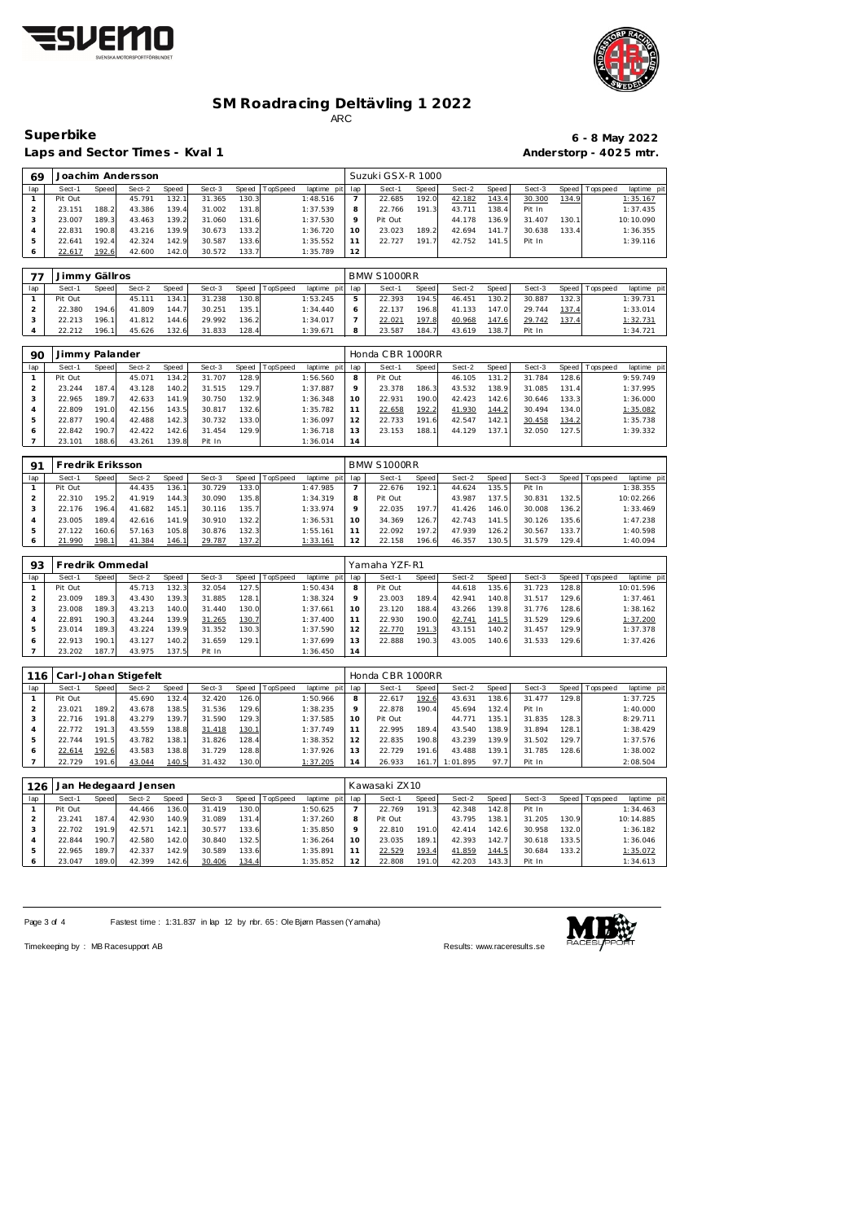# SM Roadracing Deltävling 1 2022

ARC

## Superbike

**6 - 8 May 2022**

**Laps and Sector Times - Kval 1**

**Anderstorp - 4025 mtr.**

| 69 | Joachim Andersson | | | | | | | | Suzuki GSX-R 1000 | | | | | | | | | |
|---|---|---|---|---|---|---|---|---|---|---|---|---|---|---|---|---|---|---|
| lap | Sect-1 | Speed | Sect-2 | Speed | Sect-3 | Speed | TopSpeed | laptime pit | lap | Sect-1 | Speed | Sect-2 | Speed | Sect-3 | Speed | Topspeed | laptime pit |
| 1 | Pit Out | | 45.791 | 132.1 | 31.365 | 130.3 | | 1:48.516 | 7 | 22.685 | 192.0 | 42.182 | 143.4 | 30.300 | 134.9 | | 1:35.167 |
| 2 | 23.151 | 188.2 | 43.386 | 139.4 | 31.002 | 131.8 | | 1:37.539 | 8 | 22.766 | 191.3 | 43.711 | 138.4 | Pit In | | | 1:37.435 |
| 3 | 23.007 | 189.3 | 43.463 | 139.2 | 31.060 | 131.6 | | 1:37.530 | 9 | Pit Out | | 44.178 | 136.9 | 31.407 | 130.1 | | 10:10.090 |
| 4 | 22.831 | 190.8 | 43.216 | 139.9 | 30.673 | 133.2 | | 1:36.720 | 10 | 23.023 | 189.2 | 42.694 | 141.7 | 30.638 | 133.4 | | 1:36.355 |
| 5 | 22.641 | 192.4 | 42.324 | 142.9 | 30.587 | 133.6 | | 1:35.552 | 11 | 22.727 | 191.7 | 42.752 | 141.5 | Pit In | | | 1:39.116 |
| 6 | 22.617 | 192.6 | 42.600 | 142.0 | 30.572 | 133.7 | | 1:35.789 | 12 | | | | | | | | |

| 77 | Jimmy Gällros | | | | | | | | BMW S1000RR | | | | | | | | |
|---|---|---|---|---|---|---|---|---|---|---|---|---|---|---|---|---|---|
| lap | Sect-1 | Speed | Sect-2 | Speed | Sect-3 | Speed | TopSpeed | laptime pit | lap | Sect-1 | Speed | Sect-2 | Speed | Sect-3 | Speed | Topspeed | laptime pit |
| 1 | Pit Out | | 45.111 | 134.1 | 31.238 | 130.8 | | 1:53.245 | 5 | 22.393 | 194.5 | 46.451 | 130.2 | 30.887 | 132.3 | | 1:39.731 |
| 2 | 22.380 | 194.6 | 41.809 | 144.7 | 30.251 | 135.1 | | 1:34.440 | 6 | 22.137 | 196.8 | 41.133 | 147.0 | 29.744 | 137.4 | | 1:33.014 |
| 3 | 22.213 | 196.1 | 41.812 | 144.6 | 29.992 | 136.2 | | 1:34.017 | 7 | 22.021 | 197.8 | 40.968 | 147.6 | 29.742 | 137.4 | | 1:32.731 |
| 4 | 22.212 | 196.1 | 45.626 | 132.6 | 31.833 | 128.4 | | 1:39.671 | 8 | 23.587 | 184.7 | 43.619 | 138.7 | Pit In | | | 1:34.721 |

| 90 | Jimmy Palander | | | | | | | | Honda CBR 1000RR | | | | | | | | |
|---|---|---|---|---|---|---|---|---|---|---|---|---|---|---|---|---|---|
| lap | Sect-1 | Speed | Sect-2 | Speed | Sect-3 | Speed | TopSpeed | laptime pit | lap | Sect-1 | Speed | Sect-2 | Speed | Sect-3 | Speed | Topspeed | laptime pit |
| 1 | Pit Out | | 45.071 | 134.2 | 31.707 | 128.9 | | 1:56.560 | 8 | Pit Out | | 46.105 | 131.2 | 31.784 | 128.6 | | 9:59.749 |
| 2 | 23.244 | 187.4 | 43.128 | 140.2 | 31.515 | 129.7 | | 1:37.887 | 9 | 23.378 | 186.3 | 43.532 | 138.9 | 31.085 | 131.4 | | 1:37.995 |
| 3 | 22.965 | 189.7 | 42.633 | 141.9 | 30.750 | 132.9 | | 1:36.348 | 10 | 22.931 | 190.0 | 42.423 | 142.6 | 30.646 | 133.3 | | 1:36.000 |
| 4 | 22.809 | 191.0 | 42.156 | 143.5 | 30.817 | 132.6 | | 1:35.782 | 11 | 22.658 | 192.2 | 41.930 | 144.2 | 30.494 | 134.0 | | 1:35.082 |
| 5 | 22.877 | 190.4 | 42.488 | 142.3 | 30.732 | 133.0 | | 1:36.097 | 12 | 22.733 | 191.6 | 42.547 | 142.1 | 30.458 | 134.2 | | 1:35.738 |
| 6 | 22.842 | 190.7 | 42.422 | 142.6 | 31.454 | 129.9 | | 1:36.718 | 13 | 23.153 | 188.1 | 44.129 | 137.1 | 32.050 | 127.5 | | 1:39.332 |
| 7 | 23.101 | 188.6 | 43.261 | 139.8 | Pit In | | | 1:36.014 | 14 | | | | | | | | |

| 91 | Fredrik Eriksson | | | | | | | | BMW S1000RR | | | | | | | | |
|---|---|---|---|---|---|---|---|---|---|---|---|---|---|---|---|---|---|
| lap | Sect-1 | Speed | Sect-2 | Speed | Sect-3 | Speed | TopSpeed | laptime pit | lap | Sect-1 | Speed | Sect-2 | Speed | Sect-3 | Speed | Topspeed | laptime pit |
| 1 | Pit Out | | 44.435 | 136.1 | 30.729 | 133.0 | | 1:47.985 | 7 | 22.676 | 192.1 | 44.624 | 135.5 | Pit In | | | 1:38.355 |
| 2 | 22.310 | 195.2 | 41.919 | 144.3 | 30.090 | 135.8 | | 1:34.319 | 8 | Pit Out | | 43.987 | 137.5 | 30.831 | 132.5 | | 10:02.266 |
| 3 | 22.176 | 196.4 | 41.682 | 145.1 | 30.116 | 135.7 | | 1:33.974 | 9 | 22.035 | 197.7 | 41.426 | 146.0 | 30.008 | 136.2 | | 1:33.469 |
| 4 | 23.005 | 189.4 | 42.616 | 141.9 | 30.910 | 132.2 | | 1:36.531 | 10 | 34.369 | 126.7 | 42.743 | 141.5 | 30.126 | 135.6 | | 1:47.238 |
| 5 | 27.122 | 160.6 | 57.163 | 105.8 | 30.876 | 132.3 | | 1:55.161 | 11 | 22.092 | 197.2 | 47.939 | 126.2 | 30.567 | 133.7 | | 1:40.598 |
| 6 | 21.990 | 198.1 | 41.384 | 146.1 | 29.787 | 137.2 | | 1:33.161 | 12 | 22.158 | 196.6 | 46.357 | 130.5 | 31.579 | 129.4 | | 1:40.094 |

| 93 | Fredrik Ommedal | | | | | | | | Yamaha YZF-R1 | | | | | | | | |
|---|---|---|---|---|---|---|---|---|---|---|---|---|---|---|---|---|---|
| lap | Sect-1 | Speed | Sect-2 | Speed | Sect-3 | Speed | TopSpeed | laptime pit | lap | Sect-1 | Speed | Sect-2 | Speed | Sect-3 | Speed | Topspeed | laptime pit |
| 1 | Pit Out | | 45.713 | 132.3 | 32.054 | 127.5 | | 1:50.434 | 8 | Pit Out | | 44.618 | 135.6 | 31.723 | 128.8 | | 10:01.596 |
| 2 | 23.009 | 189.3 | 43.430 | 139.3 | 31.885 | 128.1 | | 1:38.324 | 9 | 23.003 | 189.4 | 42.941 | 140.8 | 31.517 | 129.6 | | 1:37.461 |
| 3 | 23.008 | 189.3 | 43.213 | 140.0 | 31.440 | 130.0 | | 1:37.661 | 10 | 23.120 | 188.4 | 43.266 | 139.8 | 31.776 | 128.6 | | 1:38.162 |
| 4 | 22.891 | 190.3 | 43.244 | 139.9 | 31.265 | 130.7 | | 1:37.400 | 11 | 22.930 | 190.0 | 42.741 | 141.5 | 31.529 | 129.6 | | 1:37.200 |
| 5 | 23.014 | 189.3 | 43.224 | 139.9 | 31.352 | 130.3 | | 1:37.590 | 12 | 22.770 | 191.3 | 43.151 | 140.2 | 31.457 | 129.9 | | 1:37.378 |
| 6 | 22.913 | 190.1 | 43.127 | 140.2 | 31.659 | 129.1 | | 1:37.699 | 13 | 22.888 | 190.3 | 43.005 | 140.6 | 31.533 | 129.6 | | 1:37.426 |
| 7 | 23.202 | 187.7 | 43.975 | 137.5 | Pit In | | | 1:36.450 | 14 | | | | | | | | |

| 116 | Carl-Johan Stigefelt | | | | | | | | Honda CBR 1000RR | | | | | | | | |
|---|---|---|---|---|---|---|---|---|---|---|---|---|---|---|---|---|---|
| lap | Sect-1 | Speed | Sect-2 | Speed | Sect-3 | Speed | TopSpeed | laptime pit | lap | Sect-1 | Speed | Sect-2 | Speed | Sect-3 | Speed | Topspeed | laptime pit |
| 1 | Pit Out | | 45.690 | 132.4 | 32.420 | 126.0 | | 1:50.966 | 8 | 22.617 | 192.6 | 43.631 | 138.6 | 31.477 | 129.8 | | 1:37.725 |
| 2 | 23.021 | 189.2 | 43.678 | 138.5 | 31.536 | 129.6 | | 1:38.235 | 9 | 22.878 | 190.4 | 45.694 | 132.4 | Pit In | | | 1:40.000 |
| 3 | 22.716 | 191.8 | 43.279 | 139.7 | 31.590 | 129.3 | | 1:37.585 | 10 | Pit Out | | 44.771 | 135.1 | 31.835 | 128.3 | | 8:29.711 |
| 4 | 22.772 | 191.3 | 43.559 | 138.8 | 31.418 | 130.1 | | 1:37.749 | 11 | 22.995 | 189.4 | 43.540 | 138.9 | 31.894 | 128.1 | | 1:38.429 |
| 5 | 22.744 | 191.5 | 43.782 | 138.1 | 31.826 | 128.4 | | 1:38.352 | 12 | 22.835 | 190.8 | 43.239 | 139.9 | 31.502 | 129.7 | | 1:37.576 |
| 6 | 22.614 | 192.6 | 43.583 | 138.8 | 31.729 | 128.8 | | 1:37.926 | 13 | 22.729 | 191.6 | 43.488 | 139.1 | 31.785 | 128.6 | | 1:38.002 |
| 7 | 22.729 | 191.6 | 43.044 | 140.5 | 31.432 | 130.0 | | 1:37.205 | 14 | 26.933 | 161.7 | 1:01.895 | 97.7 | Pit In | | | 2:08.504 |

| 126 | Jan Hedegaard Jensen | | | | | | | | Kawasaki ZX10 | | | | | | | | |
|---|---|---|---|---|---|---|---|---|---|---|---|---|---|---|---|---|---|
| lap | Sect-1 | Speed | Sect-2 | Speed | Sect-3 | Speed | TopSpeed | laptime pit | lap | Sect-1 | Speed | Sect-2 | Speed | Sect-3 | Speed | Topspeed | laptime pit |
| 1 | Pit Out | | 44.466 | 136.0 | 31.419 | 130.0 | | 1:50.625 | 7 | 22.769 | 191.3 | 42.348 | 142.8 | Pit In | | | 1:34.463 |
| 2 | 23.241 | 187.4 | 42.930 | 140.9 | 31.089 | 131.4 | | 1:37.260 | 8 | Pit Out | | 43.795 | 138.1 | 31.205 | 130.9 | | 10:14.885 |
| 3 | 22.702 | 191.9 | 42.571 | 142.1 | 30.577 | 133.6 | | 1:35.850 | 9 | 22.810 | 191.0 | 42.414 | 142.6 | 30.958 | 132.0 | | 1:36.182 |
| 4 | 22.844 | 190.7 | 42.580 | 142.0 | 30.840 | 132.5 | | 1:36.264 | 10 | 23.035 | 189.1 | 42.393 | 142.7 | 30.618 | 133.5 | | 1:36.046 |
| 5 | 22.965 | 189.7 | 42.337 | 142.9 | 30.589 | 133.6 | | 1:35.891 | 11 | 22.529 | 193.4 | 41.859 | 144.5 | 30.684 | 133.2 | | 1:35.072 |
| 6 | 23.047 | 189.0 | 42.399 | 142.6 | 30.406 | 134.4 | | 1:35.852 | 12 | 22.808 | 191.0 | 42.203 | 143.3 | Pit In | | | 1:34.613 |

Fastest time : 1:31.837 in lap 12 by nbr. 65 : Ole Bjørn Plassen (Yamaha)

Timekeeping by : MB Racesupport AB

Results: www.raceresults.se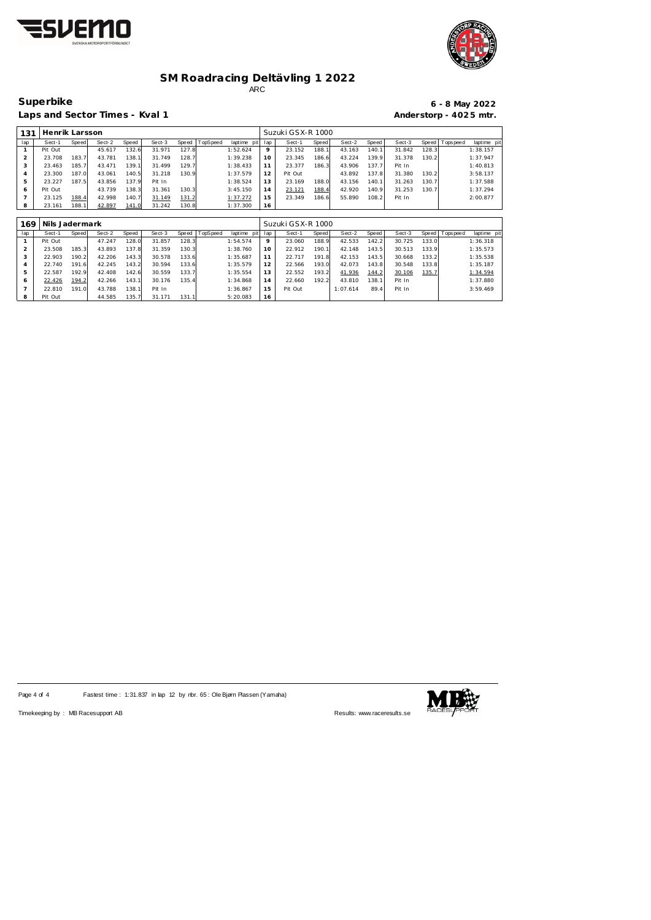# SM Roadracing Deltävling 1 2022

ARC

## Superbike

**6 - 8 May 2022**

**Laps and Sector Times - Kval 1**

**Anderstorp - 4025 mtr.**

| 131 | Henrik Larsson | | | | | | | | | Suzuki GSX-R 1000 | | | | | | | |
|---|---|---|---|---|---|---|---|---|---|---|---|---|---|---|---|---|---|
| lap | Sect-1 | Speed | Sect-2 | Speed | Sect-3 | Speed | TopSpeed | laptime pit | lap | Sect-1 | Speed | Sect-2 | Speed | Sect-3 | Speed | Topspeed | laptime pit |
| 1 | Pit Out | | 45.617 | 132.6 | 31.971 | 127.8 | | 1:52.624 | 9 | 23.152 | 188.1 | 43.163 | 140.1 | 31.842 | 128.3 | | 1:38.157 |
| 2 | 23.708 | 183.7 | 43.781 | 138.1 | 31.749 | 128.7 | | 1:39.238 | 10 | 23.345 | 186.6 | 43.224 | 139.9 | 31.378 | 130.2 | | 1:37.947 |
| 3 | 23.463 | 185.7 | 43.471 | 139.1 | 31.499 | 129.7 | | 1:38.433 | 11 | 23.377 | 186.3 | 43.906 | 137.7 | Pit In | | | 1:40.813 |
| 4 | 23.300 | 187.0 | 43.061 | 140.5 | 31.218 | 130.9 | | 1:37.579 | 12 | Pit Out | | 43.892 | 137.8 | 31.380 | 130.2 | | 3:58.137 |
| 5 | 23.227 | 187.5 | 43.856 | 137.9 | Pit In | | | 1:38.524 | 13 | 23.169 | 188.0 | 43.156 | 140.1 | 31.263 | 130.7 | | 1:37.588 |
| 6 | Pit Out | | 43.739 | 138.3 | 31.361 | 130.3 | | 3:45.150 | 14 | 23.121 | 188.4 | 42.920 | 140.9 | 31.253 | 130.7 | | 1:37.294 |
| 7 | 23.125 | 188.4 | 42.998 | 140.7 | 31.149 | 131.2 | | 1:37.272 | 15 | 23.349 | 186.6 | 55.890 | 108.2 | Pit In | | | 2:00.877 |
| 8 | 23.161 | 188.1 | 42.897 | 141.0 | 31.242 | 130.8 | | 1:37.300 | 16 | | | | | | | | |

| 169 | Nils Jadermark | | | | | | | | | Suzuki GSX-R 1000 | | | | | | | |
|---|---|---|---|---|---|---|---|---|---|---|---|---|---|---|---|---|---|
| lap | Sect-1 | Speed | Sect-2 | Speed | Sect-3 | Speed | TopSpeed | laptime pit | lap | Sect-1 | Speed | Sect-2 | Speed | Sect-3 | Speed | Topspeed | laptime pit |
| 1 | Pit Out | | 47.247 | 128.0 | 31.857 | 128.3 | | 1:54.574 | 9 | 23.060 | 188.9 | 42.533 | 142.2 | 30.725 | 133.0 | | 1:36.318 |
| 2 | 23.508 | 185.3 | 43.893 | 137.8 | 31.359 | 130.3 | | 1:38.760 | 10 | 22.912 | 190.1 | 42.148 | 143.5 | 30.513 | 133.9 | | 1:35.573 |
| 3 | 22.903 | 190.2 | 42.206 | 143.3 | 30.578 | 133.6 | | 1:35.687 | 11 | 22.717 | 191.8 | 42.153 | 143.5 | 30.668 | 133.2 | | 1:35.538 |
| 4 | 22.740 | 191.6 | 42.245 | 143.2 | 30.594 | 133.6 | | 1:35.579 | 12 | 22.566 | 193.0 | 42.073 | 143.8 | 30.548 | 133.8 | | 1:35.187 |
| 5 | 22.587 | 192.9 | 42.408 | 142.6 | 30.559 | 133.7 | | 1:35.554 | 13 | 22.552 | 193.2 | 41.936 | 144.2 | 30.106 | 135.7 | | 1:34.594 |
| 6 | 22.426 | 194.2 | 42.266 | 143.1 | 30.176 | 135.4 | | 1:34.868 | 14 | 22.660 | 192.2 | 43.810 | 138.1 | Pit In | | | 1:37.880 |
| 7 | 22.810 | 191.0 | 43.788 | 138.1 | Pit In | | | 1:36.867 | 15 | Pit Out | | 1:07.614 | 89.4 | Pit In | | | 3:59.469 |
| 8 | Pit Out | | 44.585 | 135.7 | 31.171 | 131.1 | | 5:20.083 | 16 | | | | | | | | |

Fastest time : 1:31.837 in lap 12 by nbr. 65 : Ole Bjørn Plassen (Yamaha)

Timekeeping by : MB Racesupport AB

Results: www.raceresults.se